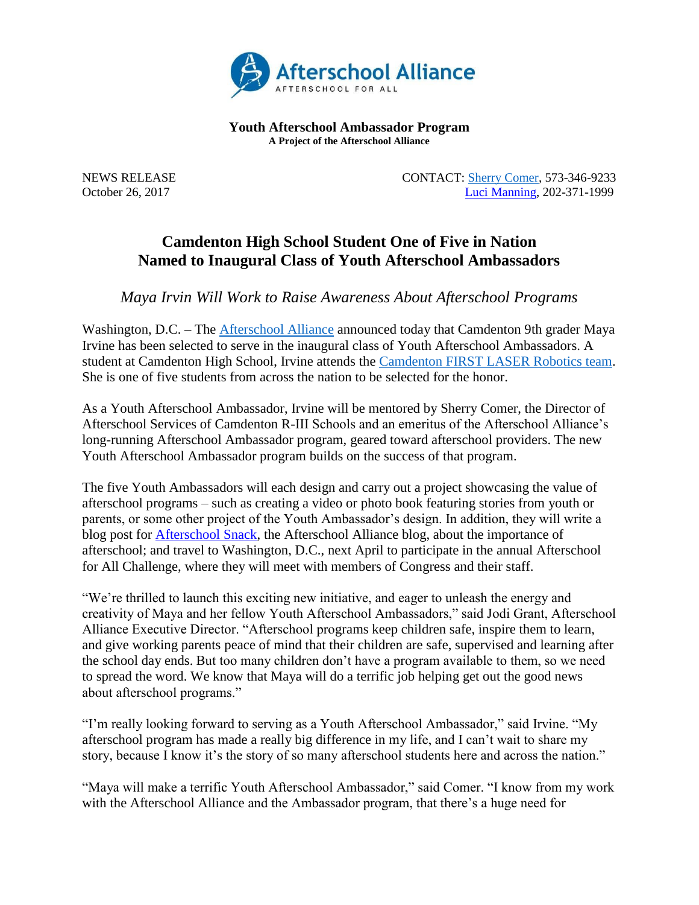Afterschool Alliance

AFTERSCHOOL FOR ALL

**Youth Afterschool Ambassador Program**
**A Project of the Afterschool Alliance**

NEWS RELEASE
October 26, 2017

CONTACT: Sherry Comer, 573-346-9233
Luci Manning, 202-371-1999

# Camdenton High School Student One of Five in Nation Named to Inaugural Class of Youth Afterschool Ambassadors

*Maya Irvin Will Work to Raise Awareness About Afterschool Programs*

Washington, D.C. – The Afterschool Alliance announced today that Camdenton 9th grader Maya Irvine has been selected to serve in the inaugural class of Youth Afterschool Ambassadors. A student at Camdenton High School, Irvine attends the Camdenton FIRST LASER Robotics team. She is one of five students from across the nation to be selected for the honor.

As a Youth Afterschool Ambassador, Irvine will be mentored by Sherry Comer, the Director of Afterschool Services of Camdenton R-III Schools and an emeritus of the Afterschool Alliance's long-running Afterschool Ambassador program, geared toward afterschool providers. The new Youth Afterschool Ambassador program builds on the success of that program.

The five Youth Ambassadors will each design and carry out a project showcasing the value of afterschool programs – such as creating a video or photo book featuring stories from youth or parents, or some other project of the Youth Ambassador's design. In addition, they will write a blog post for Afterschool Snack, the Afterschool Alliance blog, about the importance of afterschool; and travel to Washington, D.C., next April to participate in the annual Afterschool for All Challenge, where they will meet with members of Congress and their staff.

"We're thrilled to launch this exciting new initiative, and eager to unleash the energy and creativity of Maya and her fellow Youth Afterschool Ambassadors," said Jodi Grant, Afterschool Alliance Executive Director. "Afterschool programs keep children safe, inspire them to learn, and give working parents peace of mind that their children are safe, supervised and learning after the school day ends. But too many children don't have a program available to them, so we need to spread the word. We know that Maya will do a terrific job helping get out the good news about afterschool programs."

"I'm really looking forward to serving as a Youth Afterschool Ambassador," said Irvine. "My afterschool program has made a really big difference in my life, and I can't wait to share my story, because I know it's the story of so many afterschool students here and across the nation."

"Maya will make a terrific Youth Afterschool Ambassador," said Comer. "I know from my work with the Afterschool Alliance and the Ambassador program, that there's a huge need for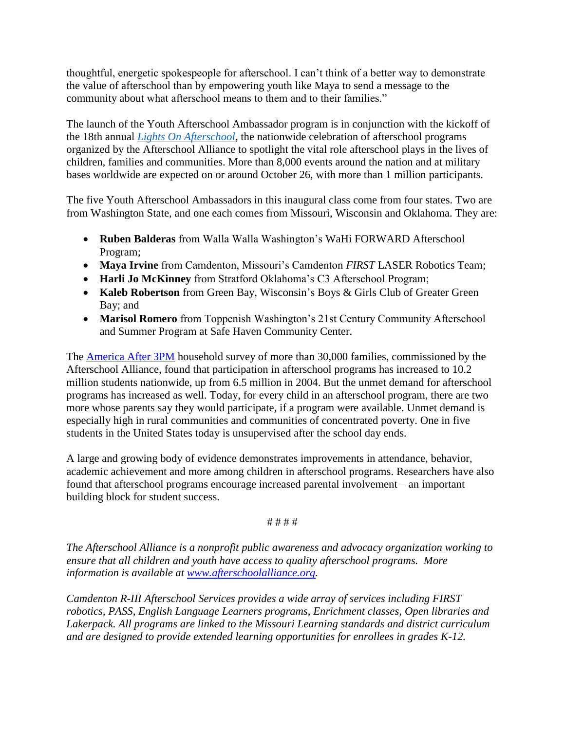thoughtful, energetic spokespeople for afterschool. I can't think of a better way to demonstrate the value of afterschool than by empowering youth like Maya to send a message to the community about what afterschool means to them and to their families."

The launch of the Youth Afterschool Ambassador program is in conjunction with the kickoff of the 18th annual *Lights On Afterschool*, the nationwide celebration of afterschool programs organized by the Afterschool Alliance to spotlight the vital role afterschool plays in the lives of children, families and communities. More than 8,000 events around the nation and at military bases worldwide are expected on or around October 26, with more than 1 million participants.

The five Youth Afterschool Ambassadors in this inaugural class come from four states. Two are from Washington State, and one each comes from Missouri, Wisconsin and Oklahoma. They are:

- **Ruben Balderas** from Walla Walla Washington's WaHi FORWARD Afterschool Program;
- **Maya Irvine** from Camdenton, Missouri's Camdenton *FIRST* LASER Robotics Team;
- **Harli Jo McKinney** from Stratford Oklahoma's C3 Afterschool Program;
- **Kaleb Robertson** from Green Bay, Wisconsin's Boys & Girls Club of Greater Green Bay; and
- **Marisol Romero** from Toppenish Washington's 21st Century Community Afterschool and Summer Program at Safe Haven Community Center.

The America After 3PM household survey of more than 30,000 families, commissioned by the Afterschool Alliance, found that participation in afterschool programs has increased to 10.2 million students nationwide, up from 6.5 million in 2004. But the unmet demand for afterschool programs has increased as well. Today, for every child in an afterschool program, there are two more whose parents say they would participate, if a program were available. Unmet demand is especially high in rural communities and communities of concentrated poverty. One in five students in the United States today is unsupervised after the school day ends.

A large and growing body of evidence demonstrates improvements in attendance, behavior, academic achievement and more among children in afterschool programs. Researchers have also found that afterschool programs encourage increased parental involvement – an important building block for student success.

# # # #

*The Afterschool Alliance is a nonprofit public awareness and advocacy organization working to ensure that all children and youth have access to quality afterschool programs. More information is available at www.afterschoolalliance.org.*

*Camdenton R-III Afterschool Services provides a wide array of services including FIRST robotics, PASS, English Language Learners programs, Enrichment classes, Open libraries and Lakerpack. All programs are linked to the Missouri Learning standards and district curriculum and are designed to provide extended learning opportunities for enrollees in grades K-12.*